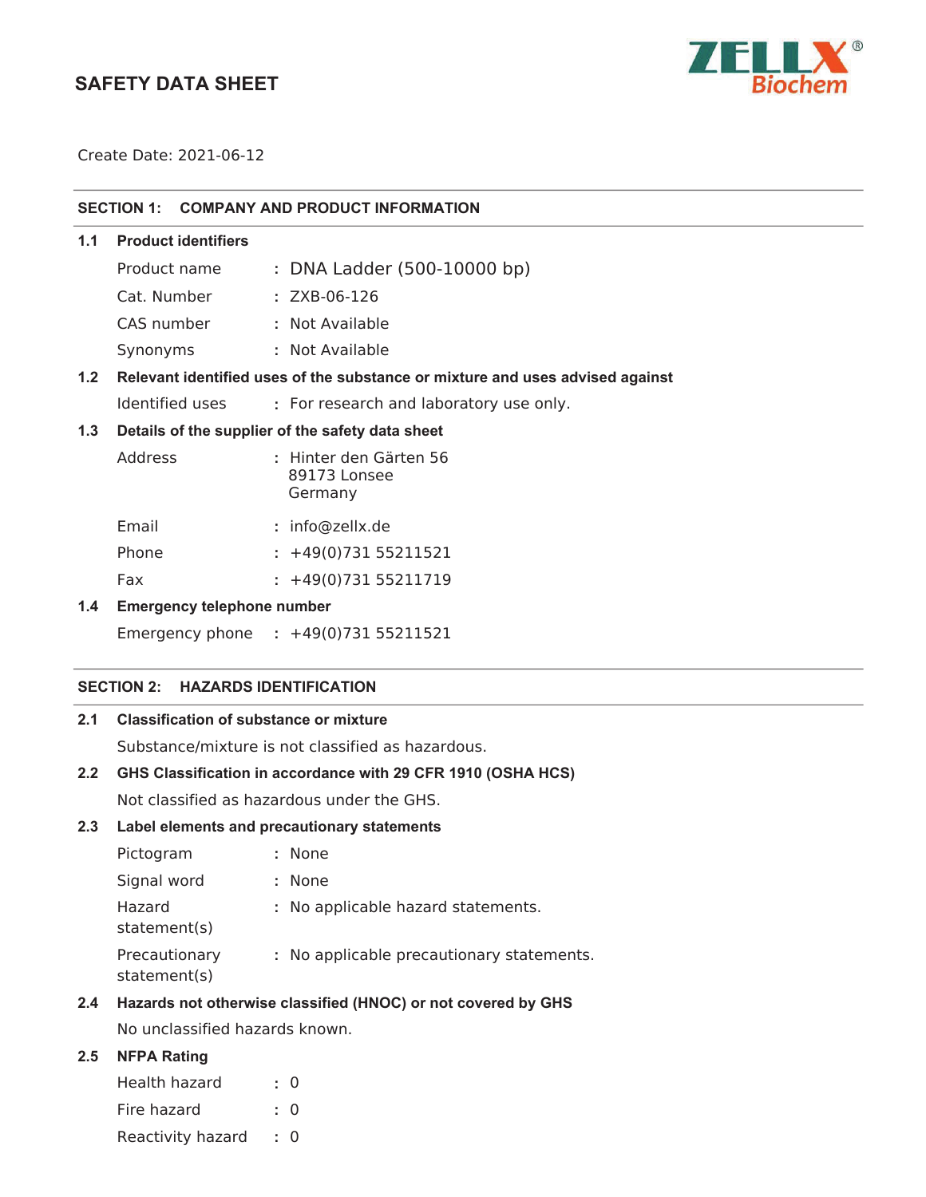# SAFETY DATA SHEET

Create Date: 2021-06-12

## SECTION 1: COMPANY AND PRODUCT INFORMATION

### 1.1 Product identifiers

| | | |
|---|---|---|
| Product name | : | DNA Ladder (500-10000 bp) |
| Cat. Number | : | ZXB-06-126 |
| CAS number | : | Not Available |
| Synonyms | : | Not Available |

### 1.2 Relevant identified uses of the substance or mixture and uses advised against

| | | |
|---|---|---|
| Identified uses | : | For research and laboratory use only. |

### 1.3 Details of the supplier of the safety data sheet

| | | |
|---|---|---|
| Address | : | Hinter den Gärten 56<br>89173 Lonsee<br>Germany |
| Email | : | info@zellx.de |
| Phone | : | +49(0)731 55211521 |
| Fax | : | +49(0)731 55211719 |

### 1.4 Emergency telephone number

| | | |
|---|---|---|
| Emergency phone | : | +49(0)731 55211521 |

## SECTION 2: HAZARDS IDENTIFICATION

### 2.1 Classification of substance or mixture

Substance/mixture is not classified as hazardous.

### 2.2 GHS Classification in accordance with 29 CFR 1910 (OSHA HCS)

Not classified as hazardous under the GHS.

### 2.3 Label elements and precautionary statements

| | | |
|---|---|---|
| Pictogram | : | None |
| Signal word | : | None |
| Hazard statement(s) | : | No applicable hazard statements. |
| Precautionary statement(s) | : | No applicable precautionary statements. |

### 2.4 Hazards not otherwise classified (HNOC) or not covered by GHS

No unclassified hazards known.

### 2.5 NFPA Rating

| | | |
|---|---|---|
| Health hazard | : | 0 |
| Fire hazard | : | 0 |
| Reactivity hazard | : | 0 |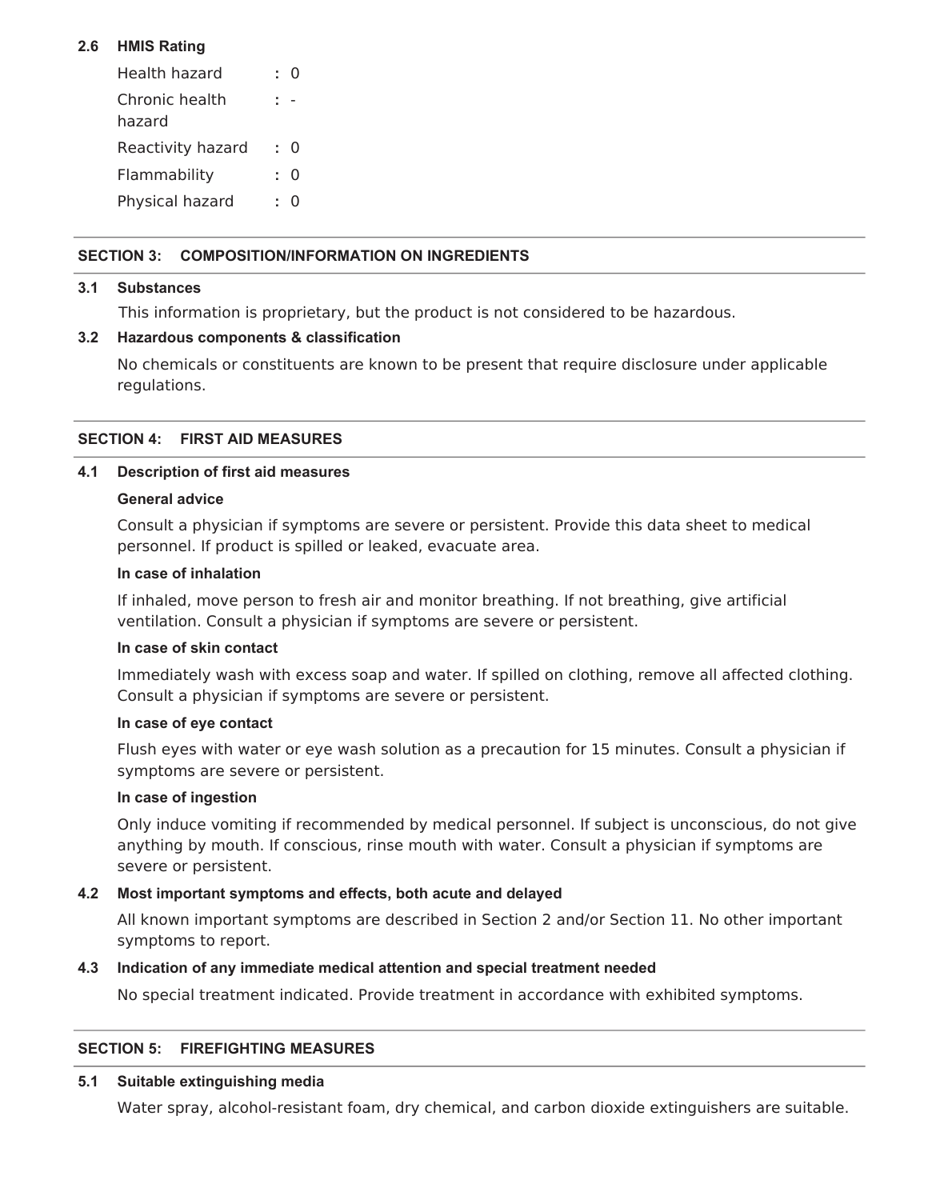### 2.6 HMIS Rating

| | | |
|---|---|---|
| Health hazard | : | 0 |
| Chronic health hazard | : | - |
| Reactivity hazard | : | 0 |
| Flammability | : | 0 |
| Physical hazard | : | 0 |

## SECTION 3: COMPOSITION/INFORMATION ON INGREDIENTS

### 3.1 Substances

This information is proprietary, but the product is not considered to be hazardous.

### 3.2 Hazardous components & classification

No chemicals or constituents are known to be present that require disclosure under applicable regulations.

## SECTION 4: FIRST AID MEASURES

### 4.1 Description of first aid measures

**General advice**

Consult a physician if symptoms are severe or persistent. Provide this data sheet to medical personnel. If product is spilled or leaked, evacuate area.

**In case of inhalation**

If inhaled, move person to fresh air and monitor breathing. If not breathing, give artificial ventilation. Consult a physician if symptoms are severe or persistent.

**In case of skin contact**

Immediately wash with excess soap and water. If spilled on clothing, remove all affected clothing. Consult a physician if symptoms are severe or persistent.

**In case of eye contact**

Flush eyes with water or eye wash solution as a precaution for 15 minutes. Consult a physician if symptoms are severe or persistent.

**In case of ingestion**

Only induce vomiting if recommended by medical personnel. If subject is unconscious, do not give anything by mouth. If conscious, rinse mouth with water. Consult a physician if symptoms are severe or persistent.

### 4.2 Most important symptoms and effects, both acute and delayed

All known important symptoms are described in Section 2 and/or Section 11. No other important symptoms to report.

### 4.3 Indication of any immediate medical attention and special treatment needed

No special treatment indicated. Provide treatment in accordance with exhibited symptoms.

## SECTION 5: FIREFIGHTING MEASURES

### 5.1 Suitable extinguishing media

Water spray, alcohol-resistant foam, dry chemical, and carbon dioxide extinguishers are suitable.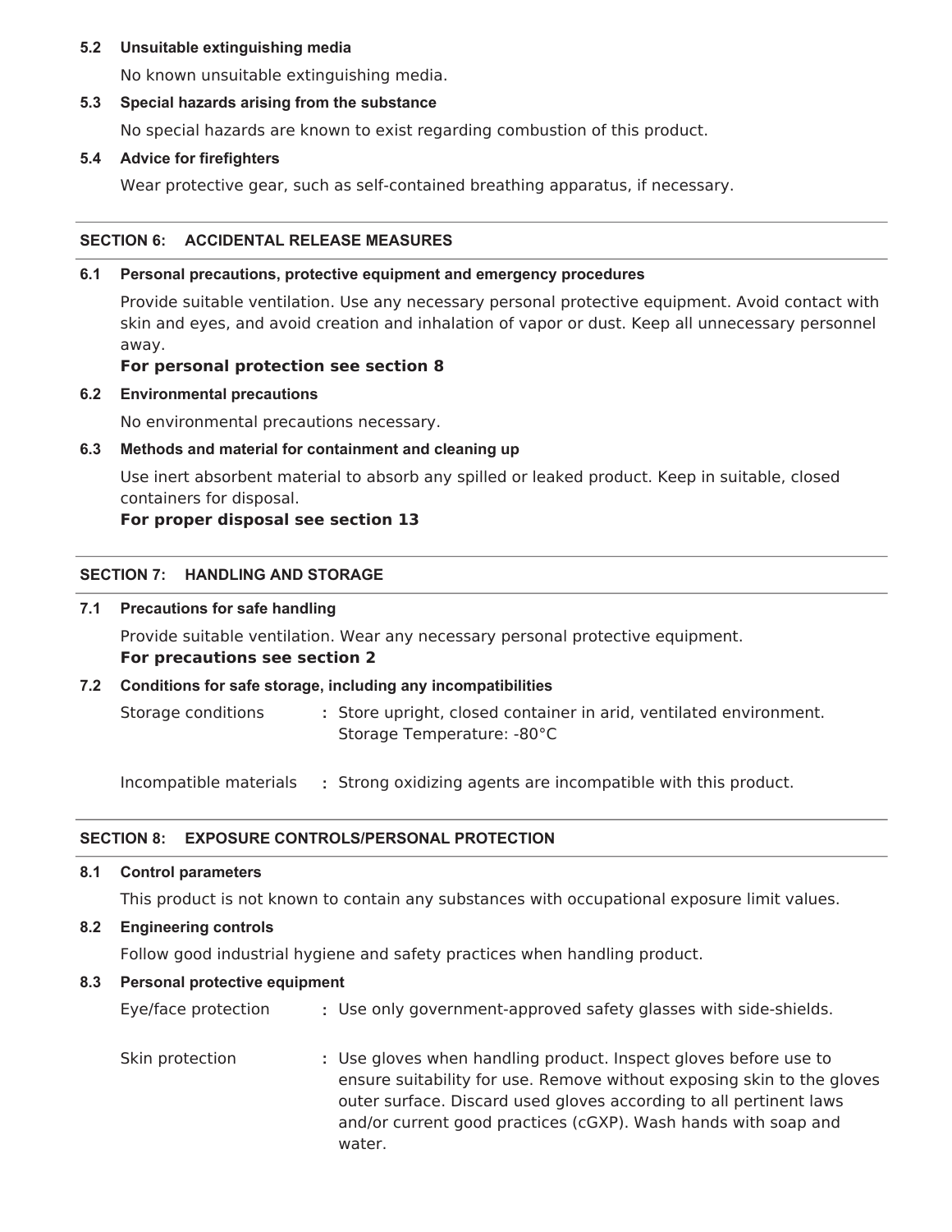### 5.2 Unsuitable extinguishing media

No known unsuitable extinguishing media.

### 5.3 Special hazards arising from the substance

No special hazards are known to exist regarding combustion of this product.

### 5.4 Advice for firefighters

Wear protective gear, such as self-contained breathing apparatus, if necessary.

## SECTION 6: ACCIDENTAL RELEASE MEASURES

### 6.1 Personal precautions, protective equipment and emergency procedures

Provide suitable ventilation. Use any necessary personal protective equipment. Avoid contact with skin and eyes, and avoid creation and inhalation of vapor or dust. Keep all unnecessary personnel away.

**For personal protection see section 8**

### 6.2 Environmental precautions

No environmental precautions necessary.

### 6.3 Methods and material for containment and cleaning up

Use inert absorbent material to absorb any spilled or leaked product. Keep in suitable, closed containers for disposal.

**For proper disposal see section 13**

## SECTION 7: HANDLING AND STORAGE

### 7.1 Precautions for safe handling

Provide suitable ventilation. Wear any necessary personal protective equipment.

**For precautions see section 2**

### 7.2 Conditions for safe storage, including any incompatibilities

Storage conditions : Store upright, closed container in arid, ventilated environment. Storage Temperature: -80°C

Incompatible materials : Strong oxidizing agents are incompatible with this product.

## SECTION 8: EXPOSURE CONTROLS/PERSONAL PROTECTION

### 8.1 Control parameters

This product is not known to contain any substances with occupational exposure limit values.

### 8.2 Engineering controls

Follow good industrial hygiene and safety practices when handling product.

### 8.3 Personal protective equipment

Eye/face protection : Use only government-approved safety glasses with side-shields.

Skin protection : Use gloves when handling product. Inspect gloves before use to ensure suitability for use. Remove without exposing skin to the gloves outer surface. Discard used gloves according to all pertinent laws and/or current good practices (cGXP). Wash hands with soap and water.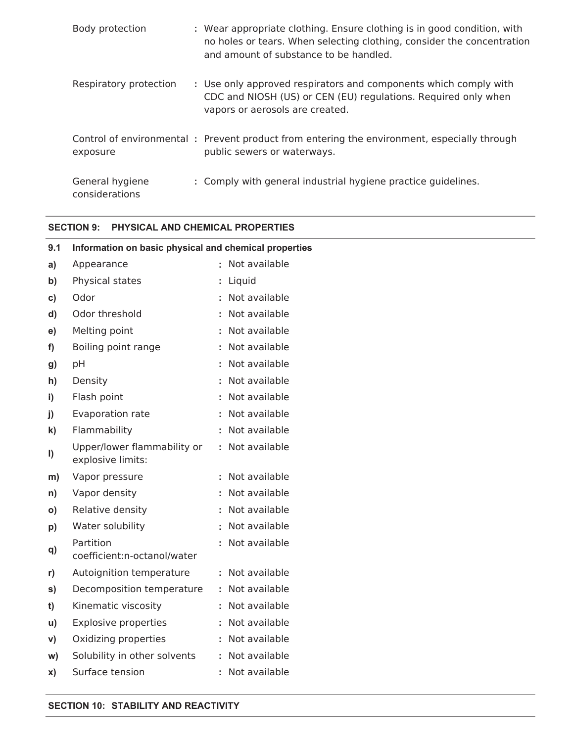| | | |
|---|---|---|
| Body protection | : | Wear appropriate clothing. Ensure clothing is in good condition, with no holes or tears. When selecting clothing, consider the concentration and amount of substance to be handled. |
| Respiratory protection | : | Use only approved respirators and components which comply with CDC and NIOSH (US) or CEN (EU) regulations. Required only when vapors or aerosols are created. |
| Control of environmental exposure | : | Prevent product from entering the environment, especially through public sewers or waterways. |
| General hygiene considerations | : | Comply with general industrial hygiene practice guidelines. |

## SECTION 9: PHYSICAL AND CHEMICAL PROPERTIES

**9.1 Information on basic physical and chemical properties**

| | | | |
|---|---|---|---|
| **a)** | Appearance | : | Not available |
| **b)** | Physical states | : | Liquid |
| **c)** | Odor | : | Not available |
| **d)** | Odor threshold | : | Not available |
| **e)** | Melting point | : | Not available |
| **f)** | Boiling point range | : | Not available |
| **g)** | pH | : | Not available |
| **h)** | Density | : | Not available |
| **i)** | Flash point | : | Not available |
| **j)** | Evaporation rate | : | Not available |
| **k)** | Flammability | : | Not available |
| **l)** | Upper/lower flammability or explosive limits: | : | Not available |
| **m)** | Vapor pressure | : | Not available |
| **n)** | Vapor density | : | Not available |
| **o)** | Relative density | : | Not available |
| **p)** | Water solubility | : | Not available |
| **q)** | Partition coefficient:n-octanol/water | : | Not available |
| **r)** | Autoignition temperature | : | Not available |
| **s)** | Decomposition temperature | : | Not available |
| **t)** | Kinematic viscosity | : | Not available |
| **u)** | Explosive properties | : | Not available |
| **v)** | Oxidizing properties | : | Not available |
| **w)** | Solubility in other solvents | : | Not available |
| **x)** | Surface tension | : | Not available |

## SECTION 10: STABILITY AND REACTIVITY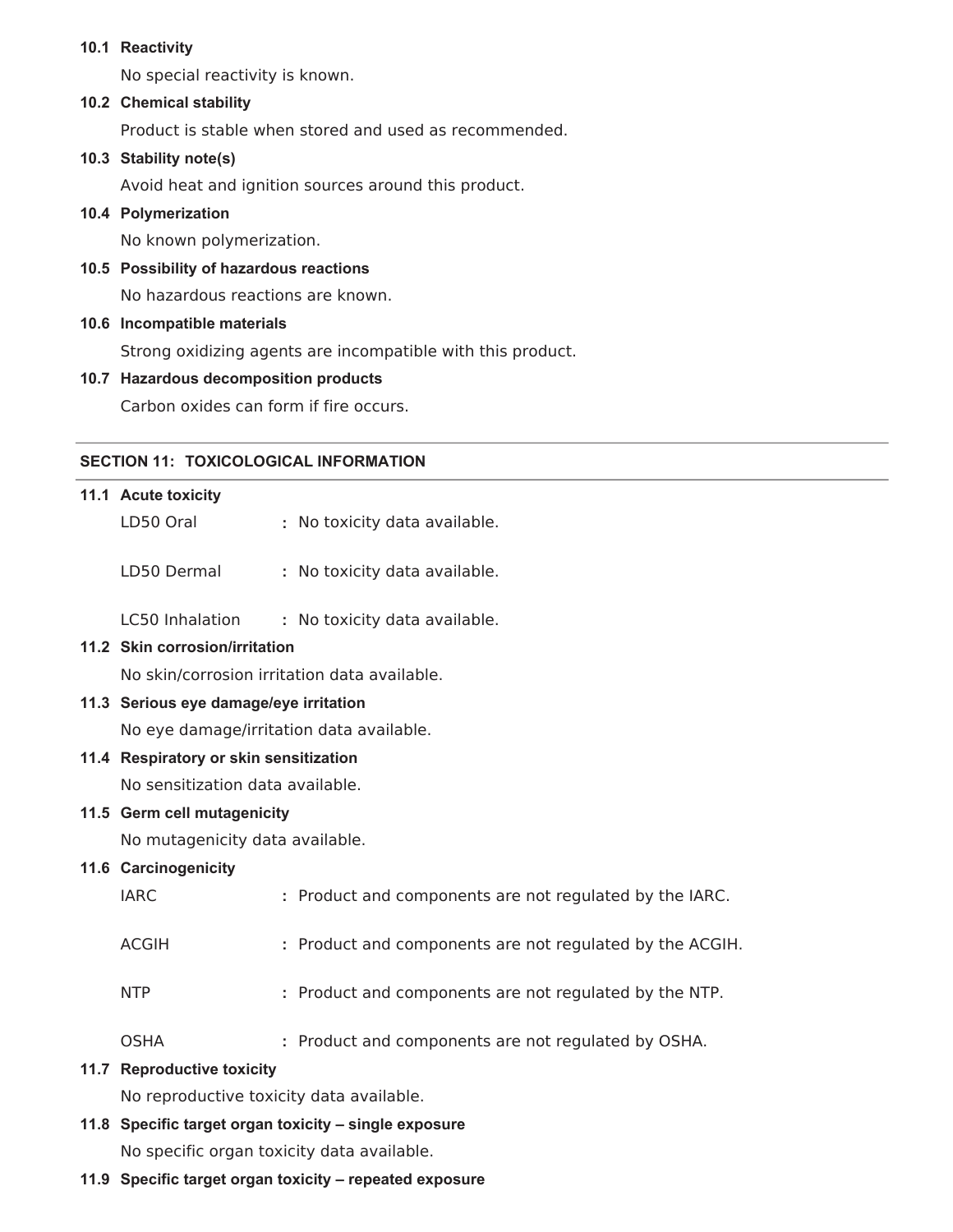**10.1 Reactivity**

No special reactivity is known.

**10.2 Chemical stability**

Product is stable when stored and used as recommended.

**10.3 Stability note(s)**

Avoid heat and ignition sources around this product.

**10.4 Polymerization**

No known polymerization.

**10.5 Possibility of hazardous reactions**

No hazardous reactions are known.

**10.6 Incompatible materials**

Strong oxidizing agents are incompatible with this product.

**10.7 Hazardous decomposition products**

Carbon oxides can form if fire occurs.

---

## SECTION 11: TOXICOLOGICAL INFORMATION

---

**11.1 Acute toxicity**

LD50 Oral : No toxicity data available.

LD50 Dermal : No toxicity data available.

LC50 Inhalation : No toxicity data available.

**11.2 Skin corrosion/irritation**

No skin/corrosion irritation data available.

**11.3 Serious eye damage/eye irritation**

No eye damage/irritation data available.

**11.4 Respiratory or skin sensitization**

No sensitization data available.

**11.5 Germ cell mutagenicity**

No mutagenicity data available.

**11.6 Carcinogenicity**

IARC : Product and components are not regulated by the IARC.

ACGIH : Product and components are not regulated by the ACGIH.

NTP : Product and components are not regulated by the NTP.

OSHA : Product and components are not regulated by OSHA.

**11.7 Reproductive toxicity**

No reproductive toxicity data available.

**11.8 Specific target organ toxicity – single exposure**

No specific organ toxicity data available.

**11.9 Specific target organ toxicity – repeated exposure**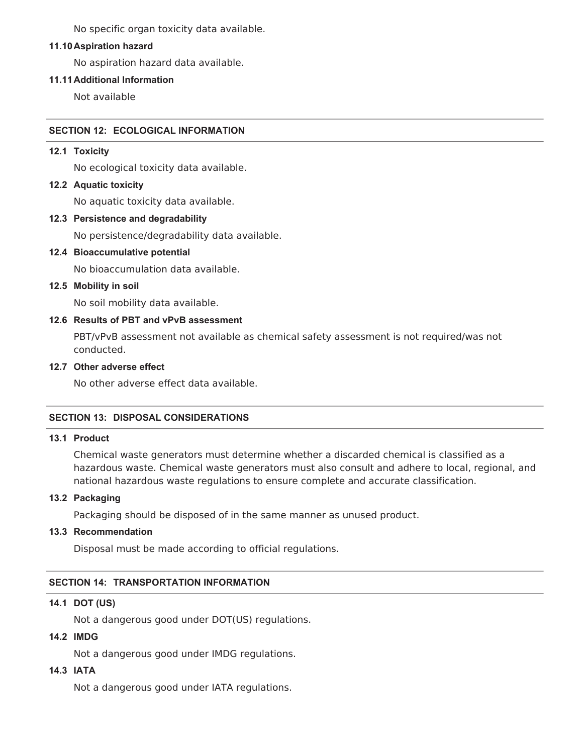No specific organ toxicity data available.

**11.10 Aspiration hazard**

No aspiration hazard data available.

**11.11 Additional Information**

Not available

## SECTION 12: ECOLOGICAL INFORMATION

**12.1 Toxicity**

No ecological toxicity data available.

**12.2 Aquatic toxicity**

No aquatic toxicity data available.

**12.3 Persistence and degradability**

No persistence/degradability data available.

**12.4 Bioaccumulative potential**

No bioaccumulation data available.

**12.5 Mobility in soil**

No soil mobility data available.

**12.6 Results of PBT and vPvB assessment**

PBT/vPvB assessment not available as chemical safety assessment is not required/was not conducted.

**12.7 Other adverse effect**

No other adverse effect data available.

## SECTION 13: DISPOSAL CONSIDERATIONS

**13.1 Product**

Chemical waste generators must determine whether a discarded chemical is classified as a hazardous waste. Chemical waste generators must also consult and adhere to local, regional, and national hazardous waste regulations to ensure complete and accurate classification.

**13.2 Packaging**

Packaging should be disposed of in the same manner as unused product.

**13.3 Recommendation**

Disposal must be made according to official regulations.

## SECTION 14: TRANSPORTATION INFORMATION

**14.1 DOT (US)**

Not a dangerous good under DOT(US) regulations.

**14.2 IMDG**

Not a dangerous good under IMDG regulations.

**14.3 IATA**

Not a dangerous good under IATA regulations.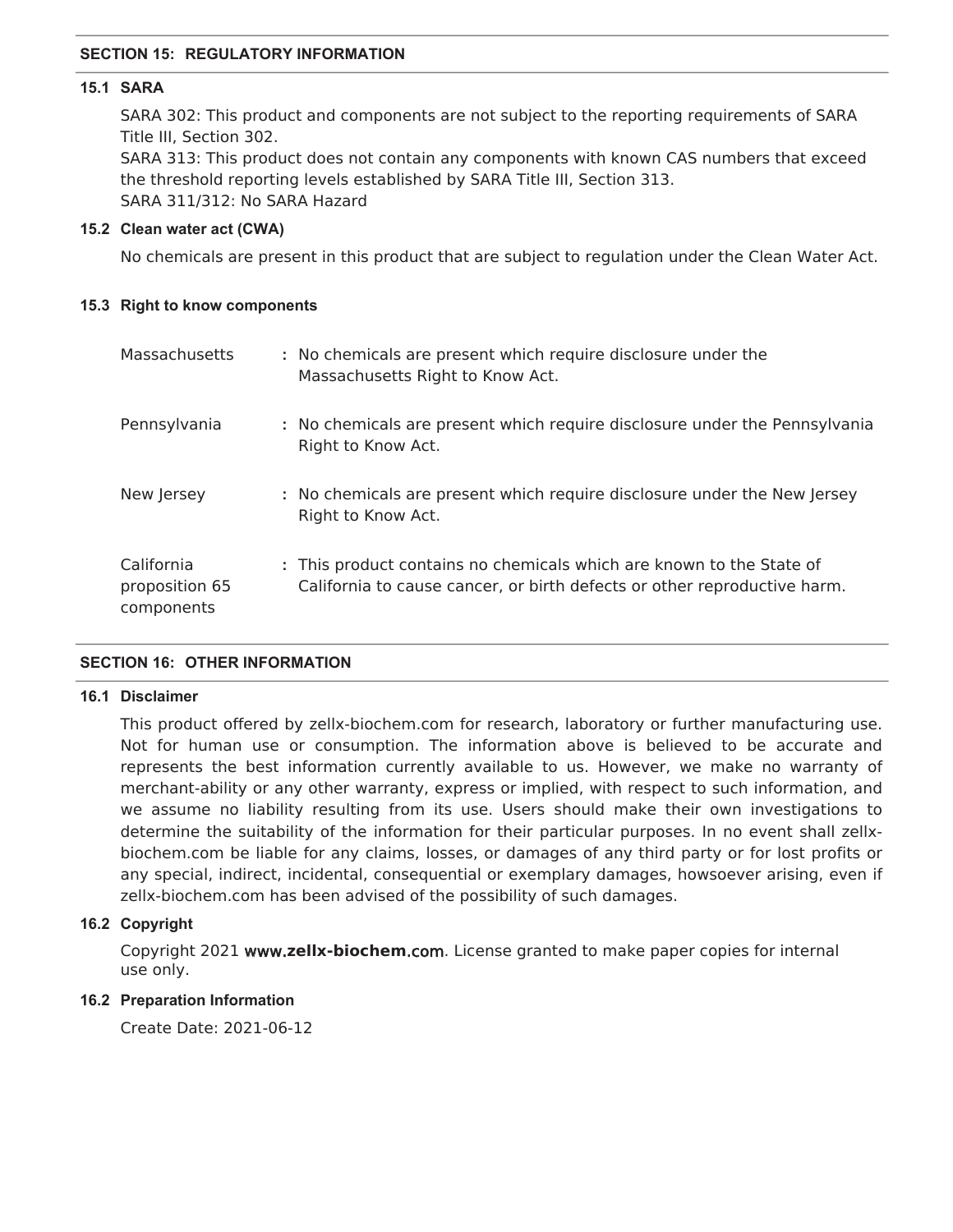## SECTION 15: REGULATORY INFORMATION

### 15.1 SARA

SARA 302: This product and components are not subject to the reporting requirements of SARA Title III, Section 302.
SARA 313: This product does not contain any components with known CAS numbers that exceed the threshold reporting levels established by SARA Title III, Section 313.
SARA 311/312: No SARA Hazard

### 15.2 Clean water act (CWA)

No chemicals are present in this product that are subject to regulation under the Clean Water Act.

### 15.3 Right to know components

| | | |
|---|---|---|
| Massachusetts | : | No chemicals are present which require disclosure under the Massachusetts Right to Know Act. |
| Pennsylvania | : | No chemicals are present which require disclosure under the Pennsylvania Right to Know Act. |
| New Jersey | : | No chemicals are present which require disclosure under the New Jersey Right to Know Act. |
| California proposition 65 components | : | This product contains no chemicals which are known to the State of California to cause cancer, or birth defects or other reproductive harm. |

## SECTION 16: OTHER INFORMATION

### 16.1 Disclaimer

This product offered by zellx-biochem.com for research, laboratory or further manufacturing use. Not for human use or consumption. The information above is believed to be accurate and represents the best information currently available to us. However, we make no warranty of merchant-ability or any other warranty, express or implied, with respect to such information, and we assume no liability resulting from its use. Users should make their own investigations to determine the suitability of the information for their particular purposes. In no event shall zellx-biochem.com be liable for any claims, losses, or damages of any third party or for lost profits or any special, indirect, incidental, consequential or exemplary damages, howsoever arising, even if zellx-biochem.com has been advised of the possibility of such damages.

### 16.2 Copyright

Copyright 2021 www.**zellx-biochem**.com. License granted to make paper copies for internal use only.

### 16.2 Preparation Information

Create Date: 2021-06-12